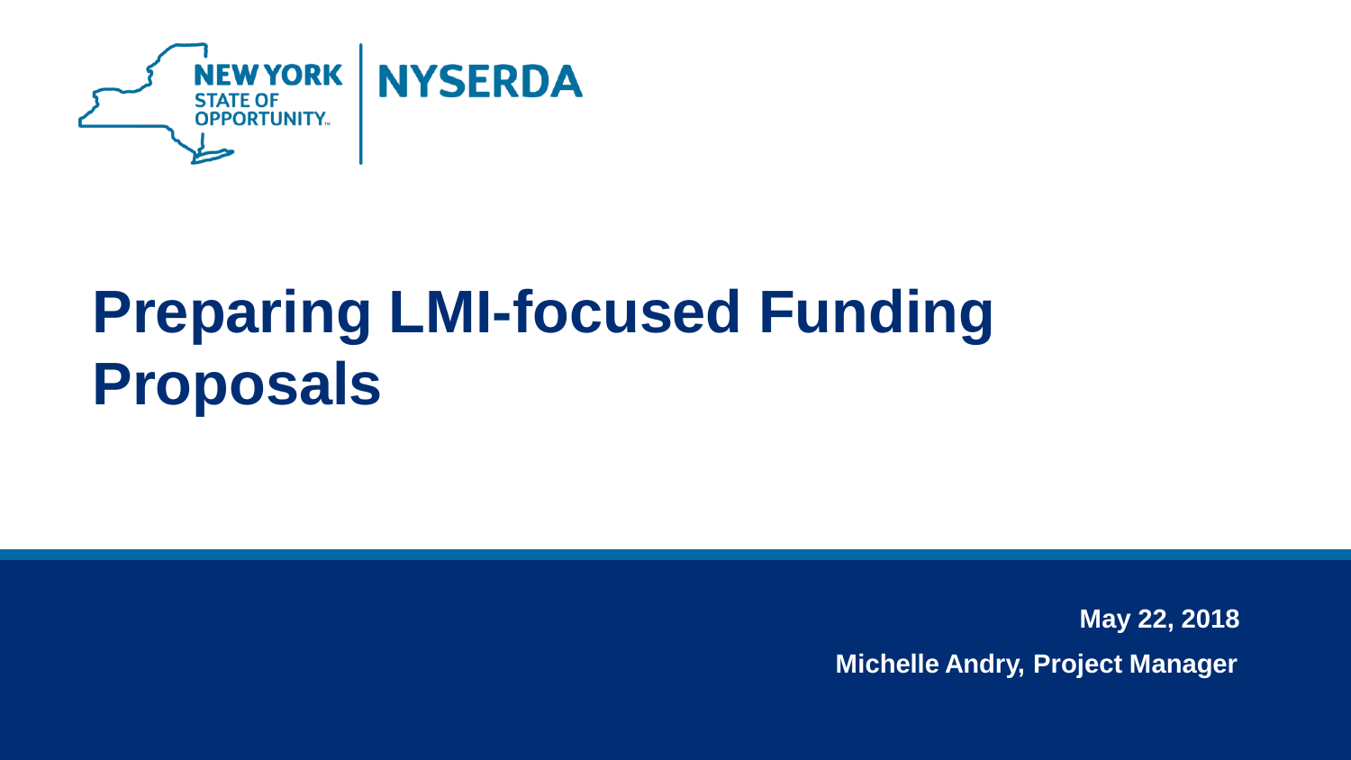NEW YORK STATE OF OPPORTUNITY | NYSERDA

# Preparing LMI-focused Funding Proposals

**May 22, 2018**

**Michelle Andry, Project Manager**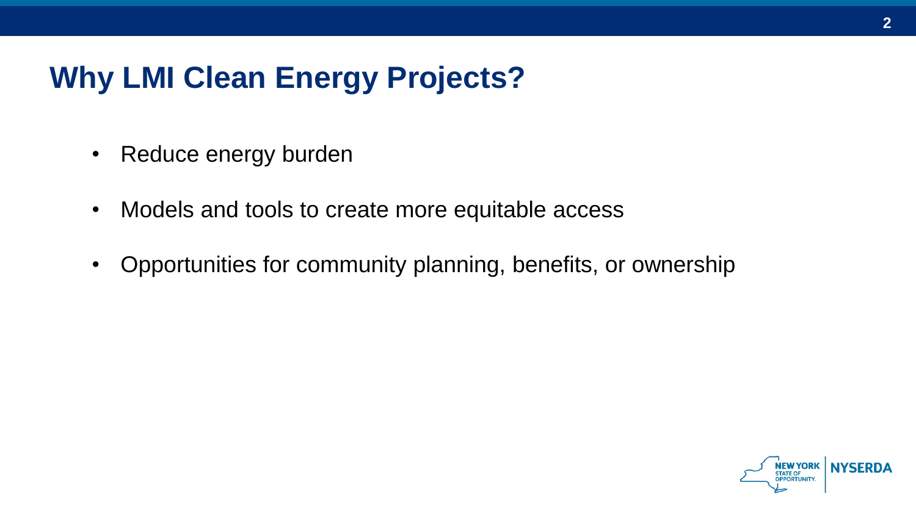# Why LMI Clean Energy Projects?

- Reduce energy burden
- Models and tools to create more equitable access
- Opportunities for community planning, benefits, or ownership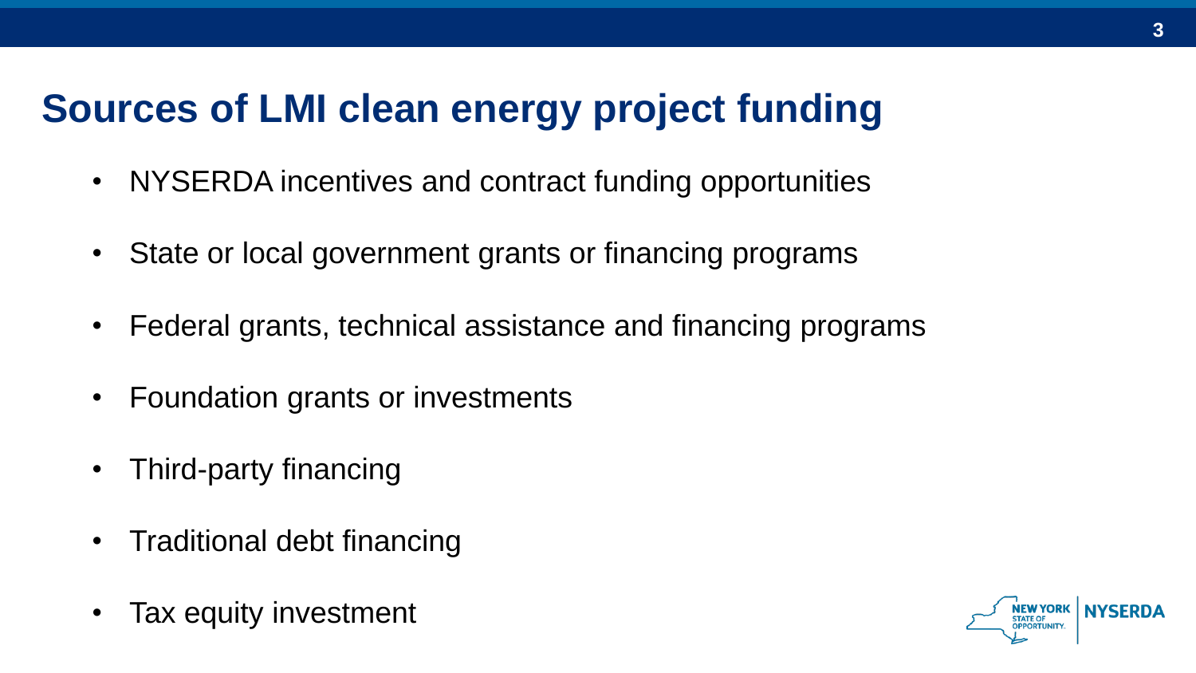## Sources of LMI clean energy project funding

- NYSERDA incentives and contract funding opportunities
- State or local government grants or financing programs
- Federal grants, technical assistance and financing programs
- Foundation grants or investments
- Third-party financing
- Traditional debt financing
- Tax equity investment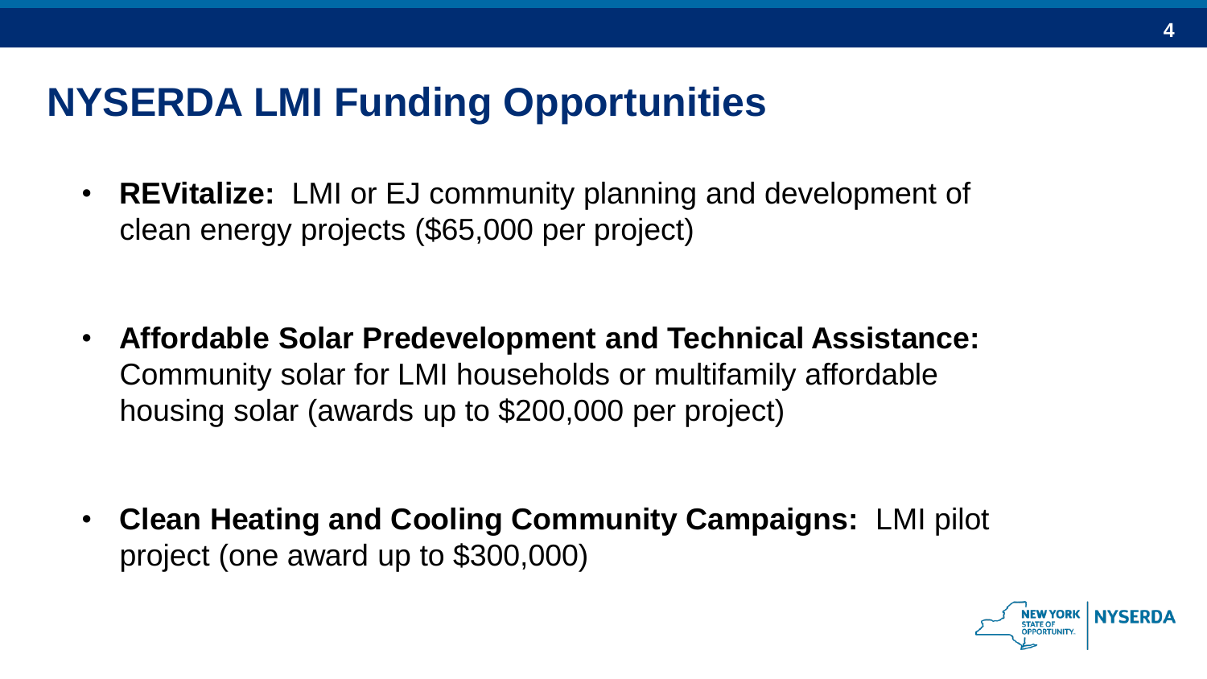# NYSERDA LMI Funding Opportunities

- **REVitalize:** LMI or EJ community planning and development of clean energy projects ($65,000 per project)

- **Affordable Solar Predevelopment and Technical Assistance:** Community solar for LMI households or multifamily affordable housing solar (awards up to $200,000 per project)

- **Clean Heating and Cooling Community Campaigns:** LMI pilot project (one award up to $300,000)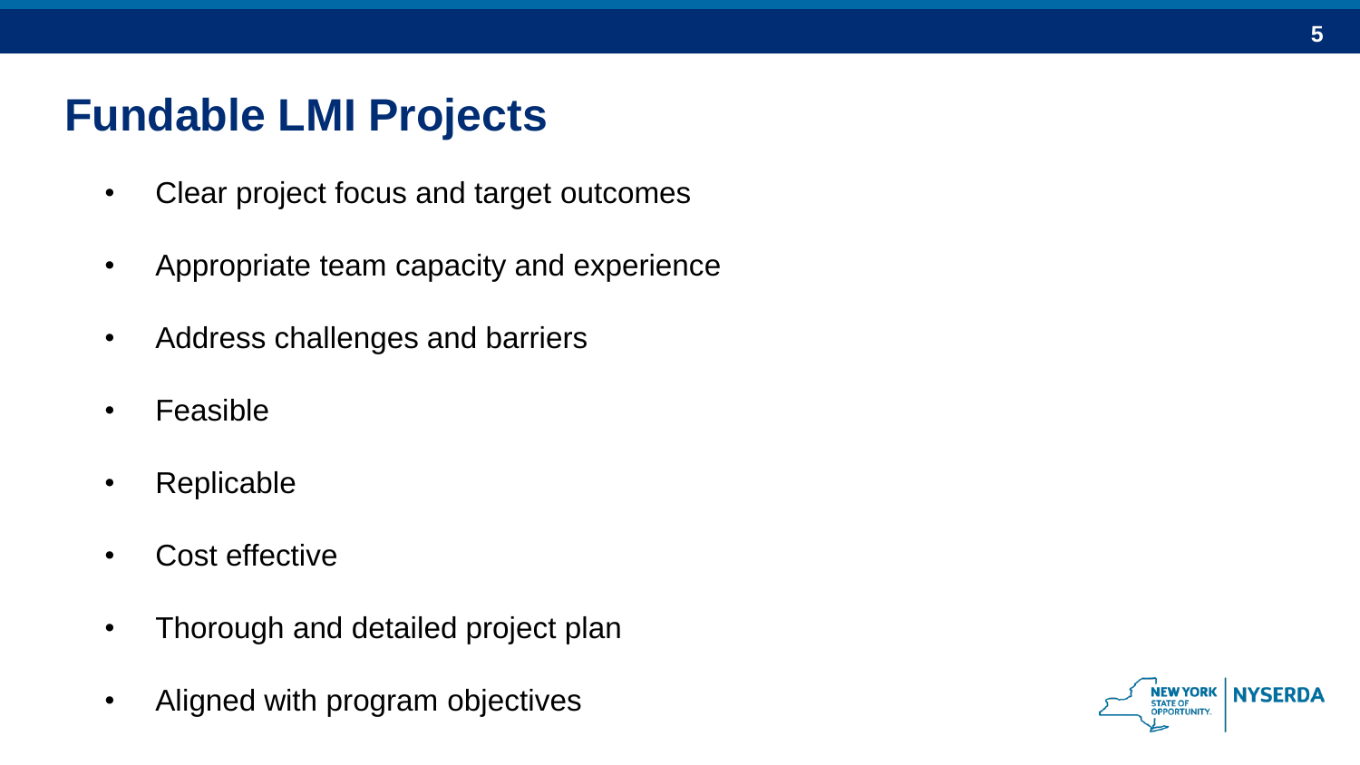# Fundable LMI Projects

- Clear project focus and target outcomes
- Appropriate team capacity and experience
- Address challenges and barriers
- Feasible
- Replicable
- Cost effective
- Thorough and detailed project plan
- Aligned with program objectives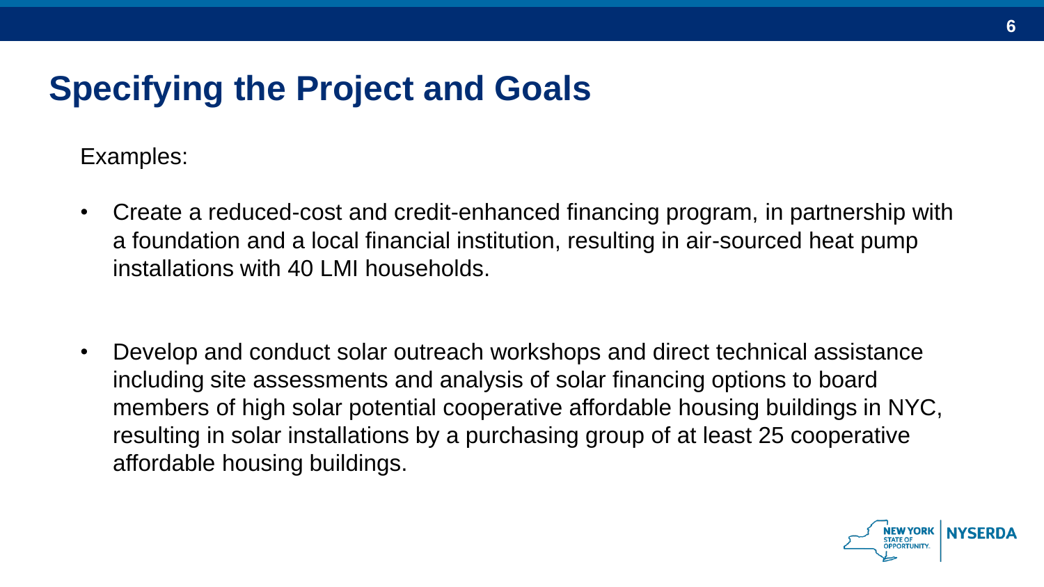# Specifying the Project and Goals

Examples:

- Create a reduced-cost and credit-enhanced financing program, in partnership with a foundation and a local financial institution, resulting in air-sourced heat pump installations with 40 LMI households.

- Develop and conduct solar outreach workshops and direct technical assistance including site assessments and analysis of solar financing options to board members of high solar potential cooperative affordable housing buildings in NYC, resulting in solar installations by a purchasing group of at least 25 cooperative affordable housing buildings.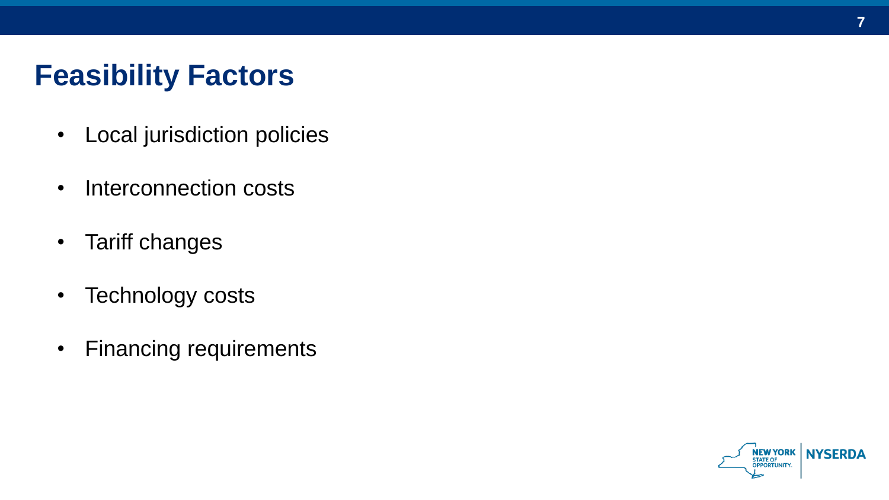# Feasibility Factors

- Local jurisdiction policies
- Interconnection costs
- Tariff changes
- Technology costs
- Financing requirements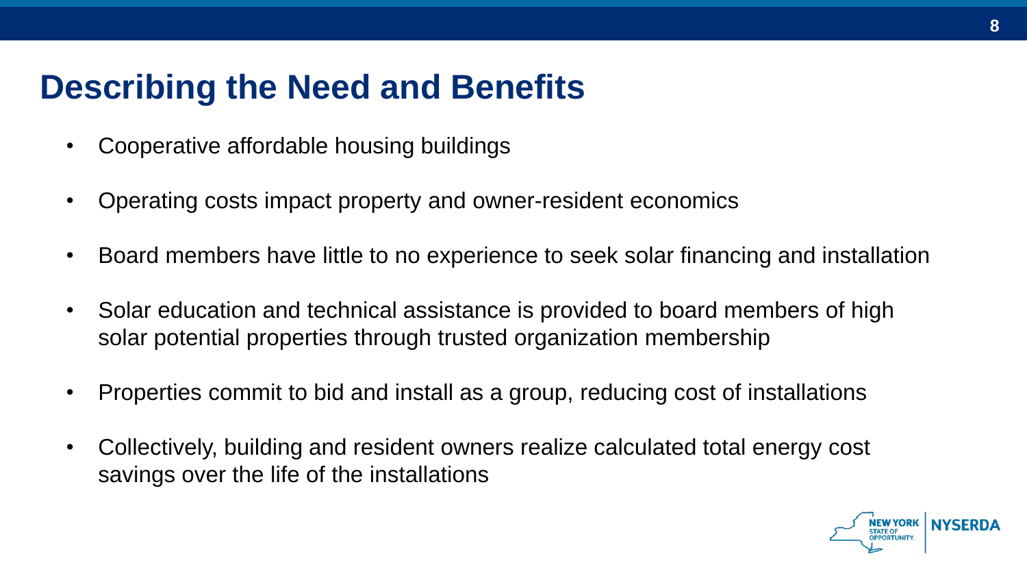# Describing the Need and Benefits

- Cooperative affordable housing buildings
- Operating costs impact property and owner-resident economics
- Board members have little to no experience to seek solar financing and installation
- Solar education and technical assistance is provided to board members of high solar potential properties through trusted organization membership
- Properties commit to bid and install as a group, reducing cost of installations
- Collectively, building and resident owners realize calculated total energy cost savings over the life of the installations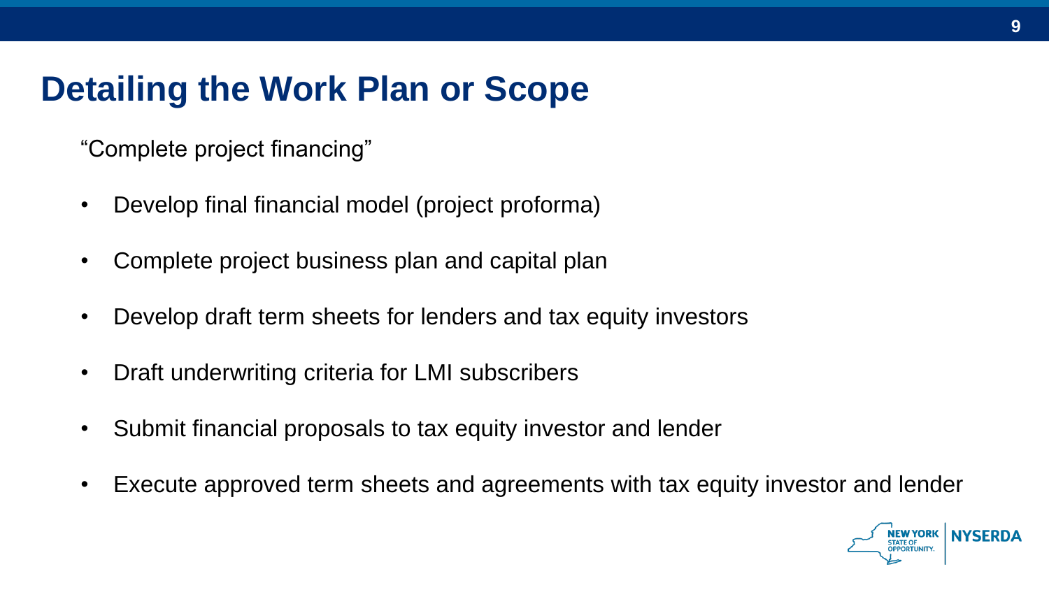# Detailing the Work Plan or Scope

"Complete project financing"

- Develop final financial model (project proforma)
- Complete project business plan and capital plan
- Develop draft term sheets for lenders and tax equity investors
- Draft underwriting criteria for LMI subscribers
- Submit financial proposals to tax equity investor and lender
- Execute approved term sheets and agreements with tax equity investor and lender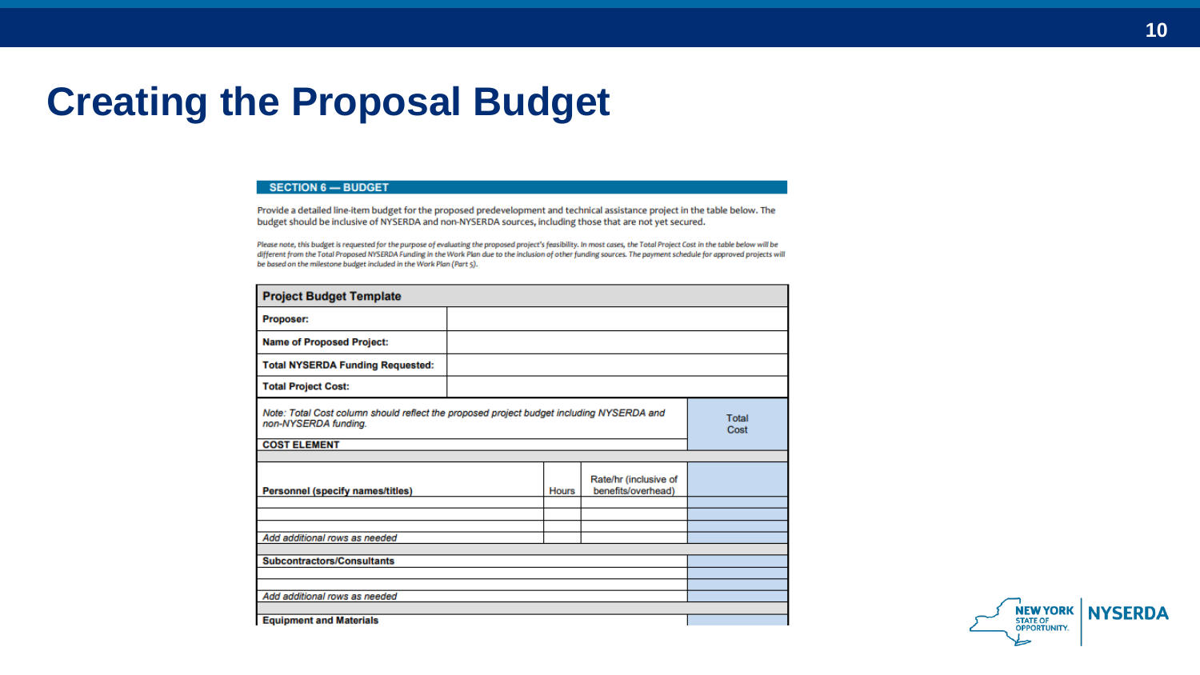# Creating the Proposal Budget

**SECTION 6 — BUDGET**

Provide a detailed line-item budget for the proposed predevelopment and technical assistance project in the table below. The budget should be inclusive of NYSERDA and non-NYSERDA sources, including those that are not yet secured.

*Please note, this budget is requested for the purpose of evaluating the proposed project's feasibility. In most cases, the Total Project Cost in the table below will be different from the Total Proposed NYSERDA Funding in the Work Plan due to the inclusion of other funding sources. The payment schedule for approved projects will be based on the milestone budget included in the Work Plan (Part 5).*

| **Project Budget Template** | | | |
|---|---|---|---|
| **Proposer:** | | | |
| **Name of Proposed Project:** | | | |
| **Total NYSERDA Funding Requested:** | | | |
| **Total Project Cost:** | | | |
| *Note: Total Cost column should reflect the proposed project budget including NYSERDA and non-NYSERDA funding.* **COST ELEMENT** | | | Total Cost |
| | | | |
| **Personnel (specify names/titles)** | Hours | Rate/hr (inclusive of benefits/overhead) | |
| | | | |
| | | | |
| | | | |
| *Add additional rows as needed* | | | |
| | | | |
| **Subcontractors/Consultants** | | | |
| | | | |
| | | | |
| *Add additional rows as needed* | | | |
| | | | |
| **Equipment and Materials** | | | |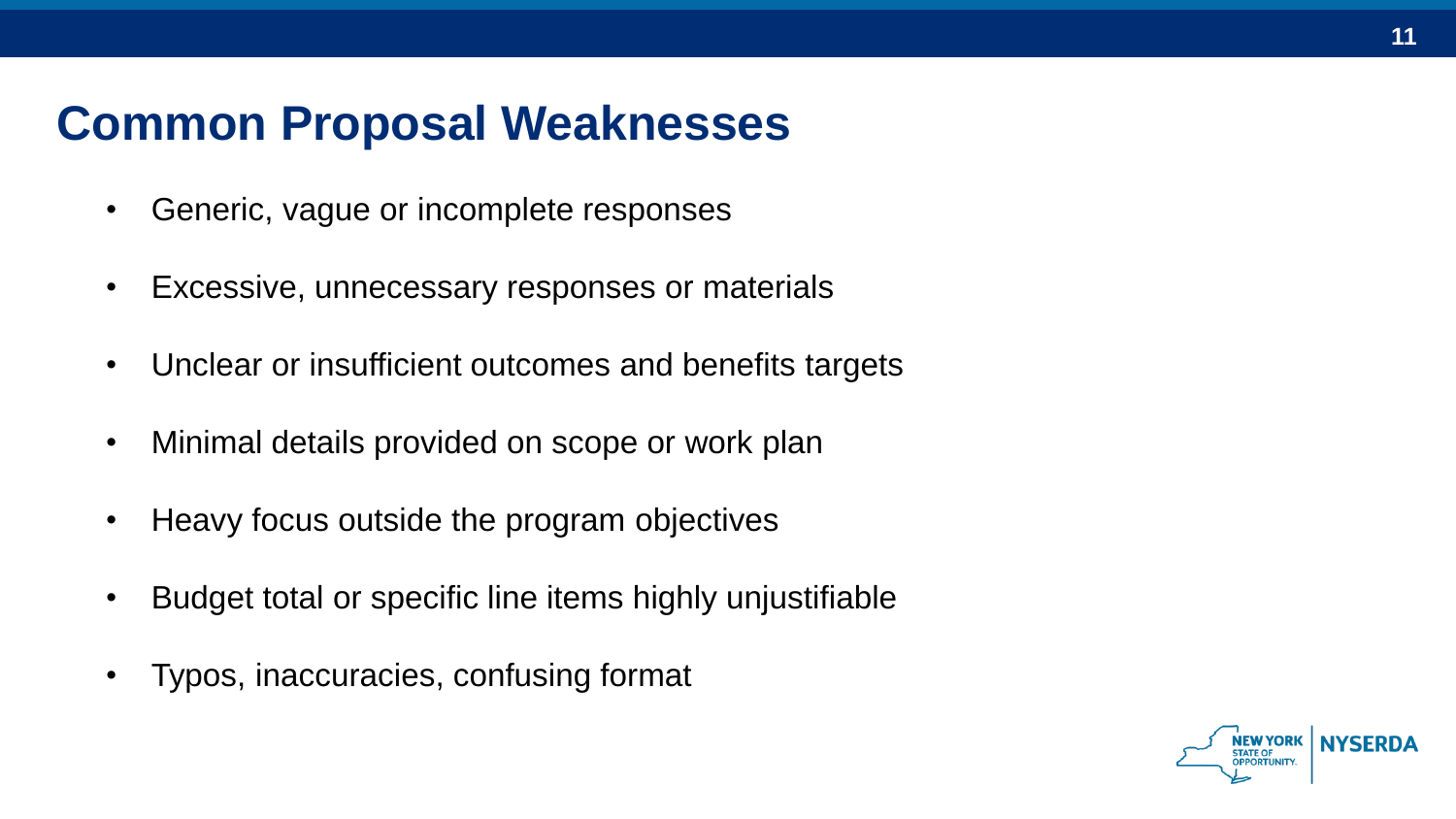# Common Proposal Weaknesses

- Generic, vague or incomplete responses
- Excessive, unnecessary responses or materials
- Unclear or insufficient outcomes and benefits targets
- Minimal details provided on scope or work plan
- Heavy focus outside the program objectives
- Budget total or specific line items highly unjustifiable
- Typos, inaccuracies, confusing format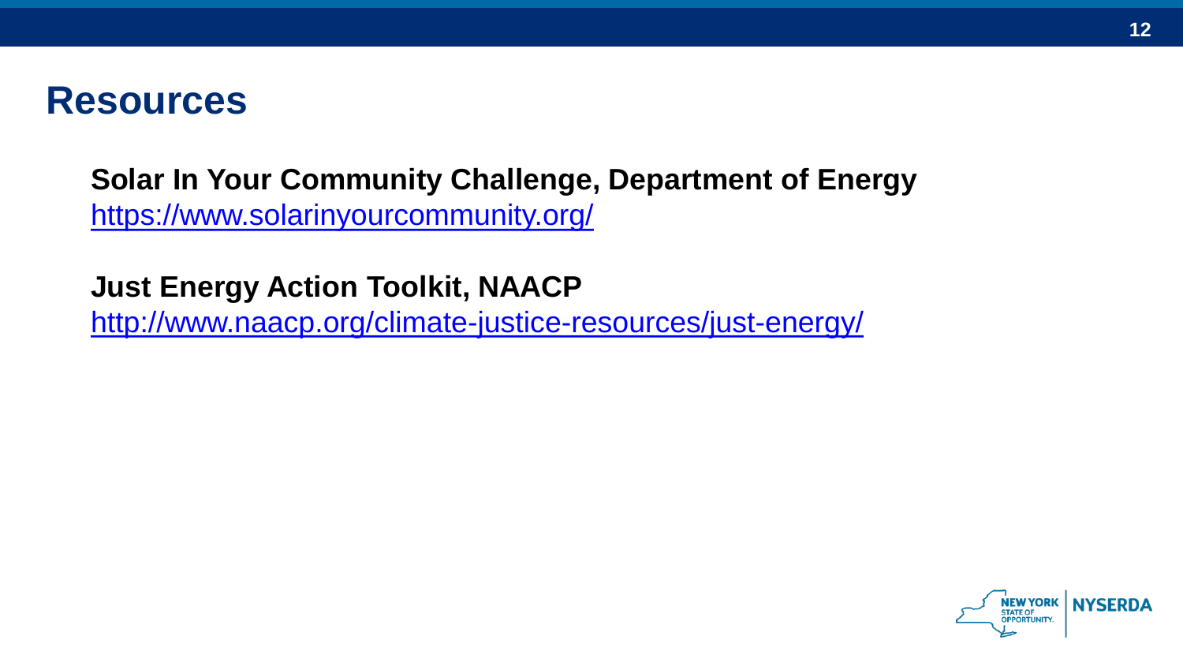# Resources

**Solar In Your Community Challenge, Department of Energy**
[https://www.solarinyourcommunity.org/](https://www.solarinyourcommunity.org/)

**Just Energy Action Toolkit, NAACP**
[http://www.naacp.org/climate-justice-resources/just-energy/](http://www.naacp.org/climate-justice-resources/just-energy/)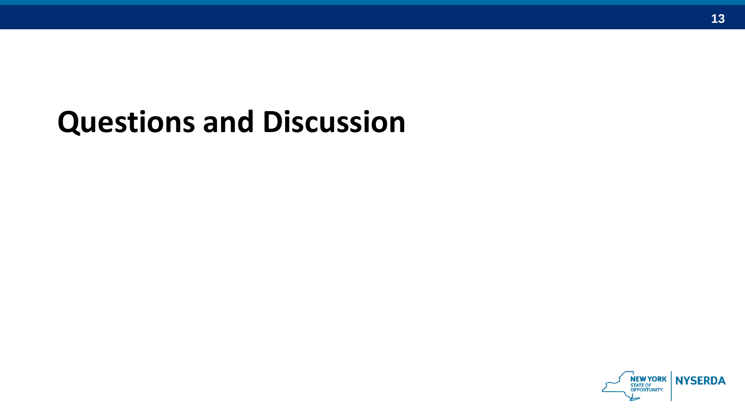# Questions and Discussion